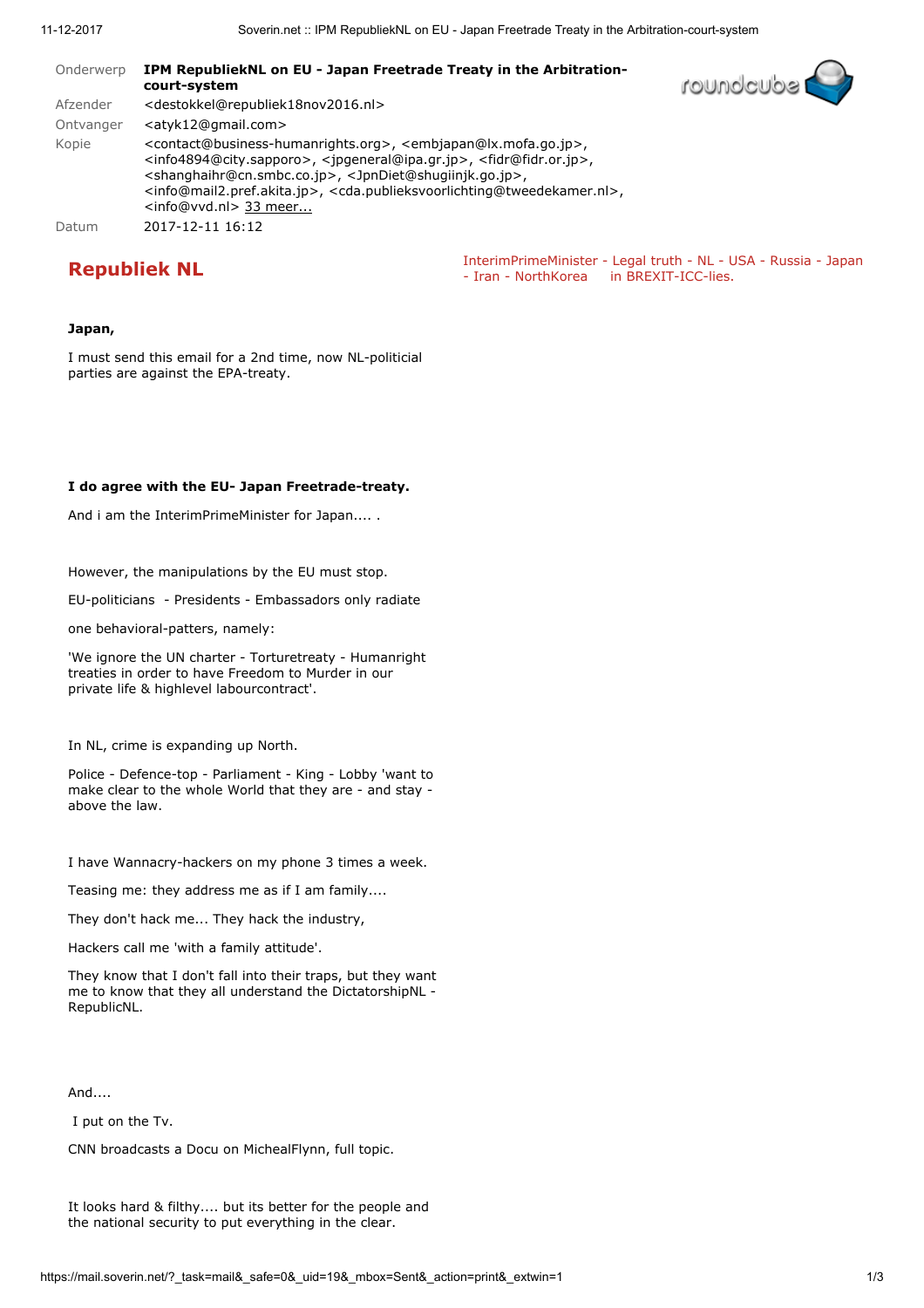| | |
|---|---|
| Onderwerp | **IPM RepubliekNL on EU - Japan Freetrade Treaty in the Arbitration-court-system** |
| Afzender | <destokkel@republiek18nov2016.nl> |
| Ontvanger | <atyk12@gmail.com> |
| Kopie | <contact@business-humanrights.org>, <embjapan@lx.mofa.go.jp>, <info4894@city.sapporo>, <jpgeneral@ipa.gr.jp>, <fidr@fidr.or.jp>, <shanghaihr@cn.smbc.co.jp>, <JpnDiet@shugiinjk.go.jp>, <info@mail2.pref.akita.jp>, <cda.publieksvoorlichting@tweedekamer.nl>, <info@vvd.nl> 33 meer... |
| Datum | 2017-12-11 16:12 |

# Republiek NL

InterimPrimeMinister - Legal truth - NL - USA - Russia - Japan - Iran - NorthKorea in BREXIT-ICC-lies.

**Japan,**

I must send this email for a 2nd time, now NL-politicial parties are against the EPA-treaty.

**I do agree with the EU- Japan Freetrade-treaty.**

And i am the InterimPrimeMinister for Japan.... .

However, the manipulations by the EU must stop.

EU-politicians - Presidents - Embassadors only radiate

one behavioral-patters, namely:

'We ignore the UN charter - Torturetreaty - Humanright treaties in order to have Freedom to Murder in our private life & highlevel labourcontract'.

In NL, crime is expanding up North.

Police - Defence-top - Parliament - King - Lobby 'want to make clear to the whole World that they are - and stay - above the law.

I have Wannacry-hackers on my phone 3 times a week.

Teasing me: they address me as if I am family....

They don't hack me... They hack the industry,

Hackers call me 'with a family attitude'.

They know that I don't fall into their traps, but they want me to know that they all understand the DictatorshipNL - RepublicNL.

And....

I put on the Tv.

CNN broadcasts a Docu on MichealFlynn, full topic.

It looks hard & filthy.... but its better for the people and the national security to put everything in the clear.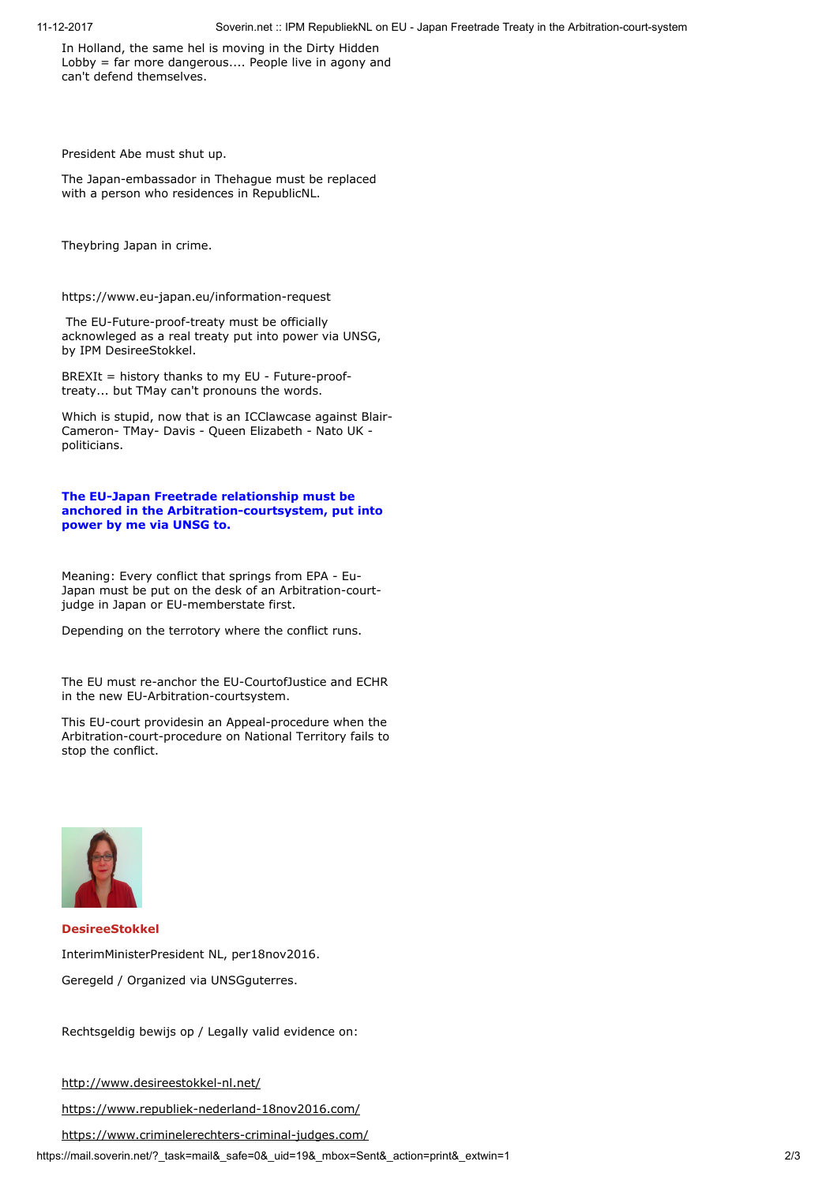In Holland, the same hel is moving in the Dirty Hidden Lobby = far more dangerous.... People live in agony and can't defend themselves.

President Abe must shut up.

The Japan-embassador in Thehague must be replaced with a person who residences in RepublicNL.

Theybring Japan in crime.

https://www.eu-japan.eu/information-request

The EU-Future-proof-treaty must be officially acknowleged as a real treaty put into power via UNSG, by IPM DesireeStokkel.

BREXIt = history thanks to my EU - Future-proof-treaty... but TMay can't pronouns the words.

Which is stupid, now that is an ICClawcase against Blair-Cameron- TMay- Davis - Queen Elizabeth - Nato UK - politicians.

**The EU-Japan Freetrade relationship must be anchored in the Arbitration-courtsystem, put into power by me via UNSG to.**

Meaning: Every conflict that springs from EPA - Eu-Japan must be put on the desk of an Arbitration-court-judge in Japan or EU-memberstate first.

Depending on the terrotory where the conflict runs.

The EU must re-anchor the EU-CourtofJustice and ECHR in the new EU-Arbitration-courtsystem.

This EU-court providesin an Appeal-procedure when the Arbitration-court-procedure on National Territory fails to stop the conflict.

**DesireeStokkel**

InterimMinisterPresident NL, per18nov2016.

Geregeld / Organized via UNSGguterres.

Rechtsgeldig bewijs op / Legally valid evidence on:

http://www.desireestokkel-nl.net/

https://www.republiek-nederland-18nov2016.com/

https://www.criminelerechters-criminal-judges.com/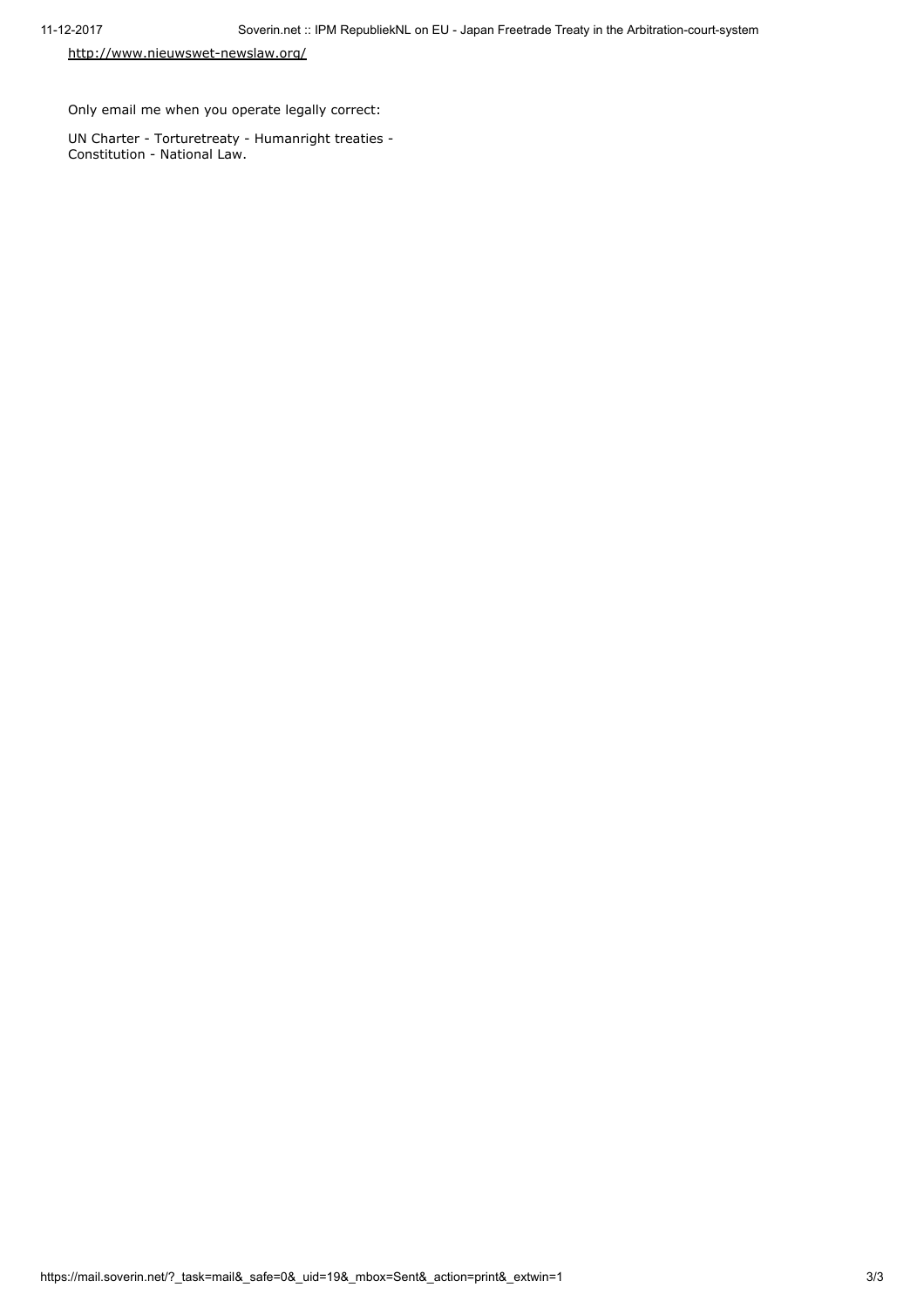http://www.nieuwswet-newslaw.org/

Only email me when you operate legally correct:

UN Charter - Torturetreaty - Humanright treaties - Constitution - National Law.